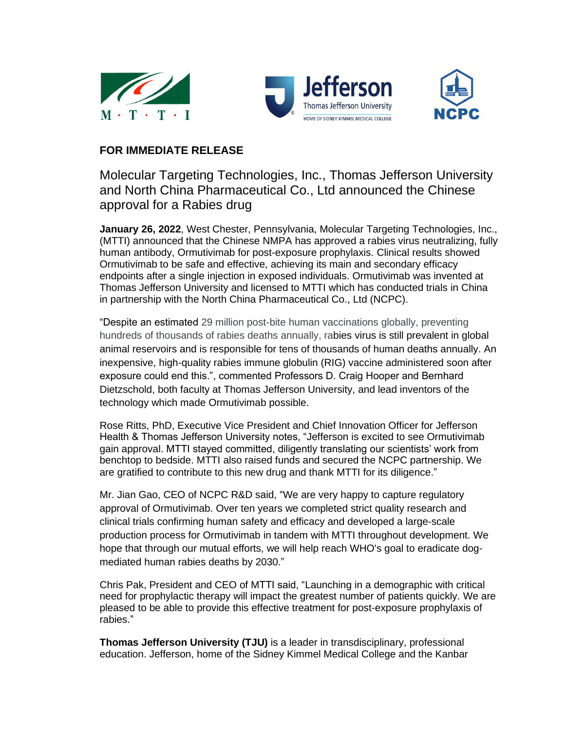**FOR IMMEDIATE RELEASE**

# Molecular Targeting Technologies, Inc., Thomas Jefferson University and North China Pharmaceutical Co., Ltd announced the Chinese approval for a Rabies drug

**January 26, 2022**, West Chester, Pennsylvania, Molecular Targeting Technologies, Inc., (MTTI) announced that the Chinese NMPA has approved a rabies virus neutralizing, fully human antibody, Ormutivimab for post-exposure prophylaxis. Clinical results showed Ormutivimab to be safe and effective, achieving its main and secondary efficacy endpoints after a single injection in exposed individuals. Ormutivimab was invented at Thomas Jefferson University and licensed to MTTI which has conducted trials in China in partnership with the North China Pharmaceutical Co., Ltd (NCPC).

"Despite an estimated 29 million post-bite human vaccinations globally, preventing hundreds of thousands of rabies deaths annually, rabies virus is still prevalent in global animal reservoirs and is responsible for tens of thousands of human deaths annually. An inexpensive, high-quality rabies immune globulin (RIG) vaccine administered soon after exposure could end this.", commented Professors D. Craig Hooper and Bernhard Dietzschold, both faculty at Thomas Jefferson University, and lead inventors of the technology which made Ormutivimab possible.

Rose Ritts, PhD, Executive Vice President and Chief Innovation Officer for Jefferson Health & Thomas Jefferson University notes, "Jefferson is excited to see Ormutivimab gain approval. MTTI stayed committed, diligently translating our scientists' work from benchtop to bedside. MTTI also raised funds and secured the NCPC partnership. We are gratified to contribute to this new drug and thank MTTI for its diligence."

Mr. Jian Gao, CEO of NCPC R&D said, "We are very happy to capture regulatory approval of Ormutivimab. Over ten years we completed strict quality research and clinical trials confirming human safety and efficacy and developed a large-scale production process for Ormutivimab in tandem with MTTI throughout development. We hope that through our mutual efforts, we will help reach WHO's goal to eradicate dog-mediated human rabies deaths by 2030."

Chris Pak, President and CEO of MTTI said, "Launching in a demographic with critical need for prophylactic therapy will impact the greatest number of patients quickly. We are pleased to be able to provide this effective treatment for post-exposure prophylaxis of rabies."

**Thomas Jefferson University (TJU)** is a leader in transdisciplinary, professional education. Jefferson, home of the Sidney Kimmel Medical College and the Kanbar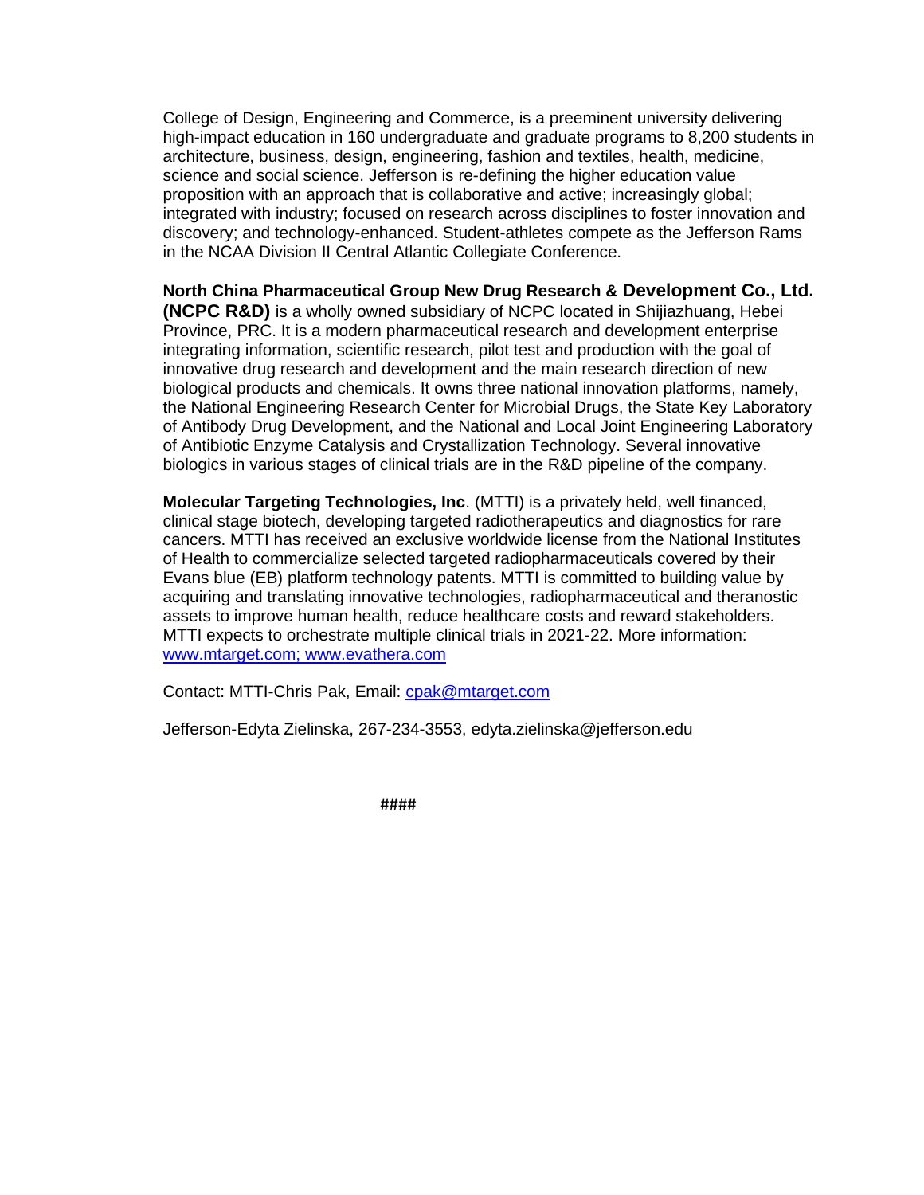College of Design, Engineering and Commerce, is a preeminent university delivering high-impact education in 160 undergraduate and graduate programs to 8,200 students in architecture, business, design, engineering, fashion and textiles, health, medicine, science and social science. Jefferson is re-defining the higher education value proposition with an approach that is collaborative and active; increasingly global; integrated with industry; focused on research across disciplines to foster innovation and discovery; and technology-enhanced. Student-athletes compete as the Jefferson Rams in the NCAA Division II Central Atlantic Collegiate Conference.

**North China Pharmaceutical Group New Drug Research & Development Co., Ltd. (NCPC R&D)** is a wholly owned subsidiary of NCPC located in Shijiazhuang, Hebei Province, PRC. It is a modern pharmaceutical research and development enterprise integrating information, scientific research, pilot test and production with the goal of innovative drug research and development and the main research direction of new biological products and chemicals. It owns three national innovation platforms, namely, the National Engineering Research Center for Microbial Drugs, the State Key Laboratory of Antibody Drug Development, and the National and Local Joint Engineering Laboratory of Antibiotic Enzyme Catalysis and Crystallization Technology. Several innovative biologics in various stages of clinical trials are in the R&D pipeline of the company.

**Molecular Targeting Technologies, Inc**. (MTTI) is a privately held, well financed, clinical stage biotech, developing targeted radiotherapeutics and diagnostics for rare cancers. MTTI has received an exclusive worldwide license from the National Institutes of Health to commercialize selected targeted radiopharmaceuticals covered by their Evans blue (EB) platform technology patents. MTTI is committed to building value by acquiring and translating innovative technologies, radiopharmaceutical and theranostic assets to improve human health, reduce healthcare costs and reward stakeholders. MTTI expects to orchestrate multiple clinical trials in 2021-22. More information: www.mtarget.com; www.evathera.com

Contact: MTTI-Chris Pak, Email: cpak@mtarget.com

Jefferson-Edyta Zielinska, 267-234-3553, edyta.zielinska@jefferson.edu

####